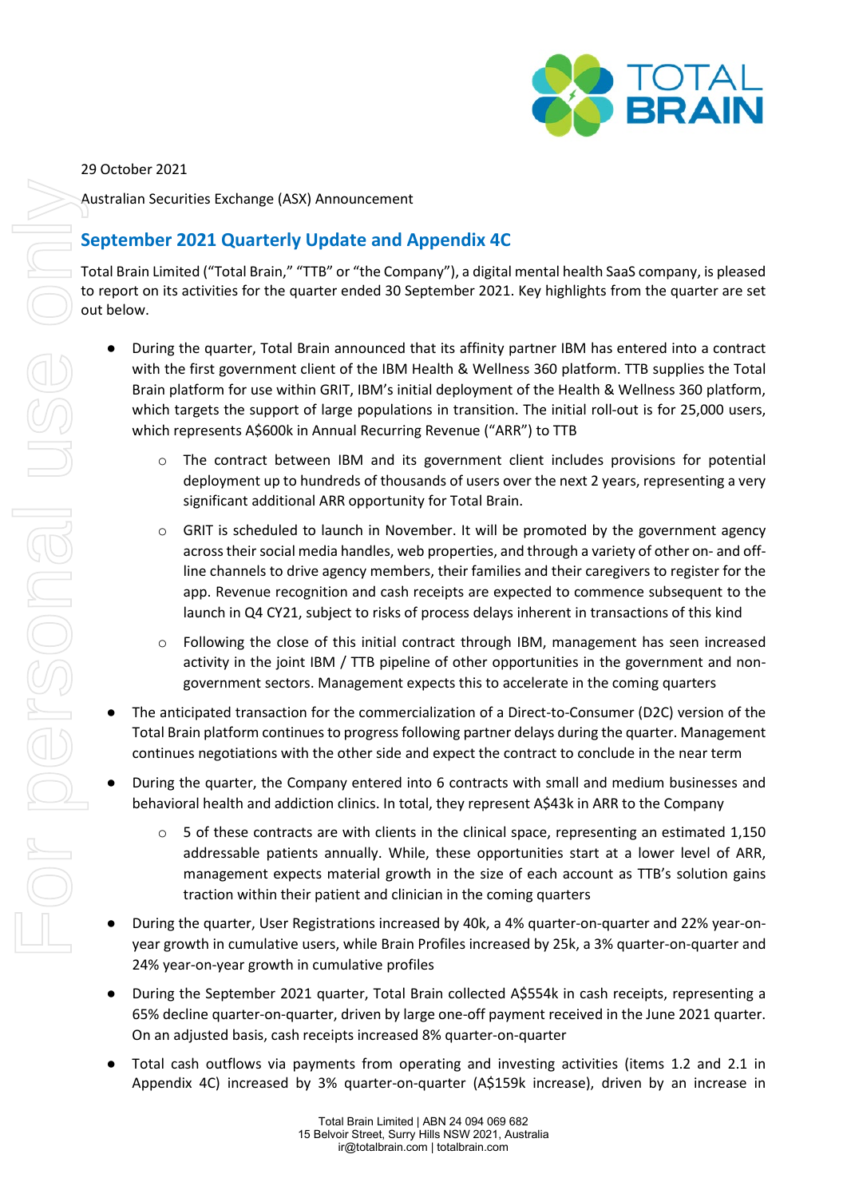29 October 2021

Australian Securities Exchange (ASX) Announcement

## September 2021 Quarterly Update and Appendix 4C

Total Brain Limited ("Total Brain," "TTB" or "the Company"), a digital mental health SaaS company, is pleased to report on its activities for the quarter ended 30 September 2021. Key highlights from the quarter are set out below.

- During the quarter, Total Brain announced that its affinity partner IBM has entered into a contract with the first government client of the IBM Health & Wellness 360 platform. TTB supplies the Total Brain platform for use within GRIT, IBM's initial deployment of the Health & Wellness 360 platform, which targets the support of large populations in transition. The initial roll-out is for 25,000 users, which represents A$600k in Annual Recurring Revenue ("ARR") to TTB
    - The contract between IBM and its government client includes provisions for potential deployment up to hundreds of thousands of users over the next 2 years, representing a very significant additional ARR opportunity for Total Brain.
    - GRIT is scheduled to launch in November. It will be promoted by the government agency across their social media handles, web properties, and through a variety of other on- and off-line channels to drive agency members, their families and their caregivers to register for the app. Revenue recognition and cash receipts are expected to commence subsequent to the launch in Q4 CY21, subject to risks of process delays inherent in transactions of this kind
    - Following the close of this initial contract through IBM, management has seen increased activity in the joint IBM / TTB pipeline of other opportunities in the government and non-government sectors. Management expects this to accelerate in the coming quarters
- The anticipated transaction for the commercialization of a Direct-to-Consumer (D2C) version of the Total Brain platform continues to progress following partner delays during the quarter. Management continues negotiations with the other side and expect the contract to conclude in the near term
- During the quarter, the Company entered into 6 contracts with small and medium businesses and behavioral health and addiction clinics. In total, they represent A$43k in ARR to the Company
    - 5 of these contracts are with clients in the clinical space, representing an estimated 1,150 addressable patients annually. While, these opportunities start at a lower level of ARR, management expects material growth in the size of each account as TTB's solution gains traction within their patient and clinician in the coming quarters
- During the quarter, User Registrations increased by 40k, a 4% quarter-on-quarter and 22% year-on-year growth in cumulative users, while Brain Profiles increased by 25k, a 3% quarter-on-quarter and 24% year-on-year growth in cumulative profiles
- During the September 2021 quarter, Total Brain collected A$554k in cash receipts, representing a 65% decline quarter-on-quarter, driven by large one-off payment received in the June 2021 quarter. On an adjusted basis, cash receipts increased 8% quarter-on-quarter
- Total cash outflows via payments from operating and investing activities (items 1.2 and 2.1 in Appendix 4C) increased by 3% quarter-on-quarter (A$159k increase), driven by an increase in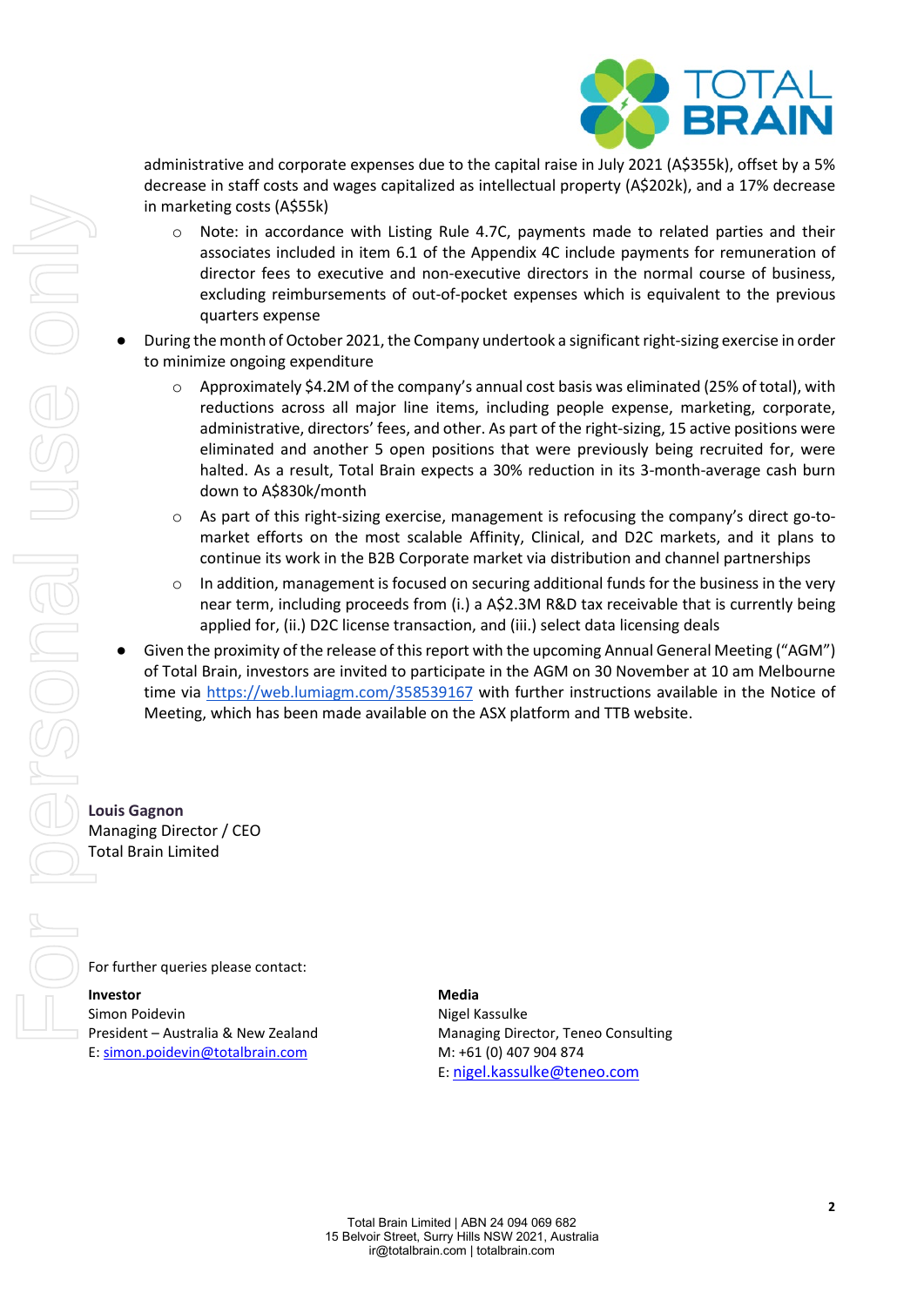administrative and corporate expenses due to the capital raise in July 2021 (A$355k), offset by a 5% decrease in staff costs and wages capitalized as intellectual property (A$202k), and a 17% decrease in marketing costs (A$55k)

  - Note: in accordance with Listing Rule 4.7C, payments made to related parties and their associates included in item 6.1 of the Appendix 4C include payments for remuneration of director fees to executive and non-executive directors in the normal course of business, excluding reimbursements of out-of-pocket expenses which is equivalent to the previous quarters expense

- During the month of October 2021, the Company undertook a significant right-sizing exercise in order to minimize ongoing expenditure
  - Approximately $4.2M of the company's annual cost basis was eliminated (25% of total), with reductions across all major line items, including people expense, marketing, corporate, administrative, directors' fees, and other. As part of the right-sizing, 15 active positions were eliminated and another 5 open positions that were previously being recruited for, were halted. As a result, Total Brain expects a 30% reduction in its 3-month-average cash burn down to A$830k/month
  - As part of this right-sizing exercise, management is refocusing the company's direct go-to-market efforts on the most scalable Affinity, Clinical, and D2C markets, and it plans to continue its work in the B2B Corporate market via distribution and channel partnerships
  - In addition, management is focused on securing additional funds for the business in the very near term, including proceeds from (i.) a A$2.3M R&D tax receivable that is currently being applied for, (ii.) D2C license transaction, and (iii.) select data licensing deals
- Given the proximity of the release of this report with the upcoming Annual General Meeting ("AGM") of Total Brain, investors are invited to participate in the AGM on 30 November at 10 am Melbourne time via https://web.lumiagm.com/358539167 with further instructions available in the Notice of Meeting, which has been made available on the ASX platform and TTB website.

**Louis Gagnon**
Managing Director / CEO
Total Brain Limited

For further queries please contact:

**Investor**
Simon Poidevin
President – Australia & New Zealand
E: simon.poidevin@totalbrain.com

**Media**
Nigel Kassulke
Managing Director, Teneo Consulting
M: +61 (0) 407 904 874
E: nigel.kassulke@teneo.com

Total Brain Limited | ABN 24 094 069 682
15 Belvoir Street, Surry Hills NSW 2021, Australia
ir@totalbrain.com | totalbrain.com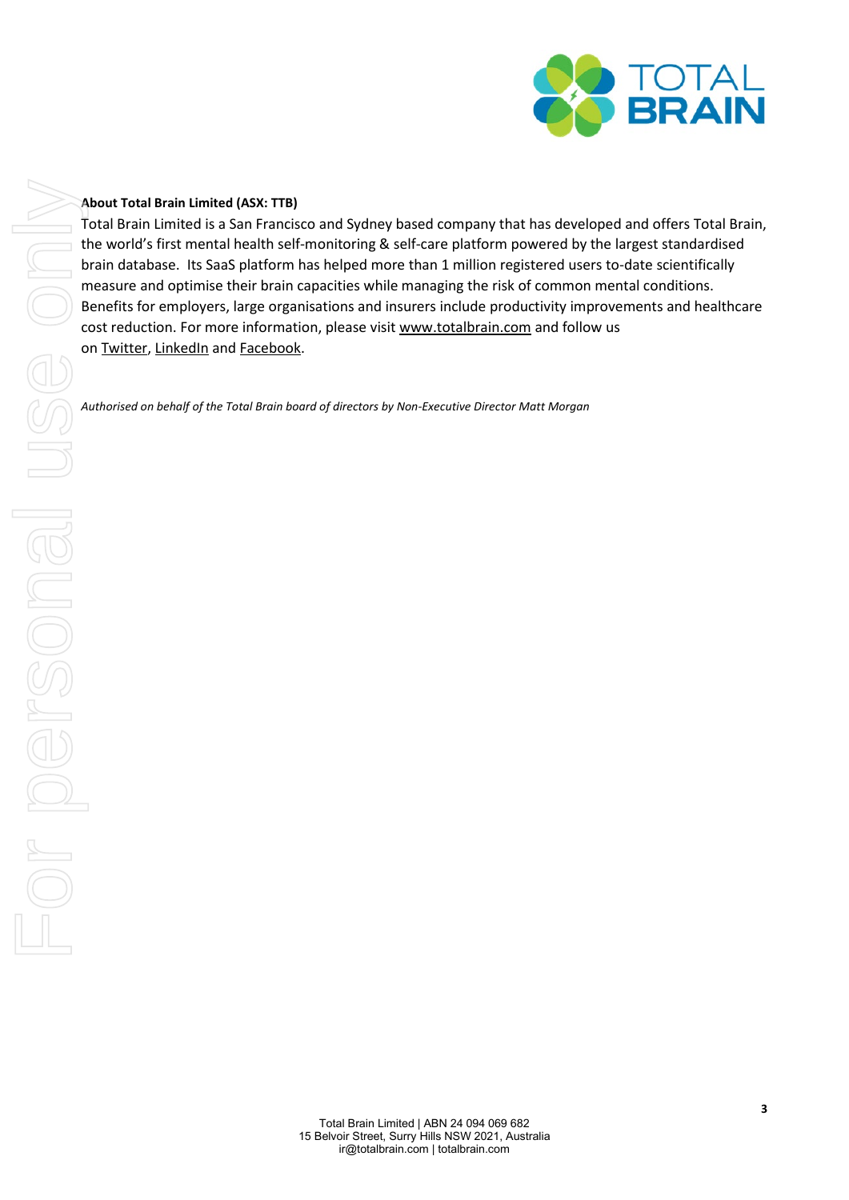**About Total Brain Limited (ASX: TTB)**

Total Brain Limited is a San Francisco and Sydney based company that has developed and offers Total Brain, the world's first mental health self-monitoring & self-care platform powered by the largest standardised brain database. Its SaaS platform has helped more than 1 million registered users to-date scientifically measure and optimise their brain capacities while managing the risk of common mental conditions. Benefits for employers, large organisations and insurers include productivity improvements and healthcare cost reduction. For more information, please visit www.totalbrain.com and follow us on Twitter, LinkedIn and Facebook.

*Authorised on behalf of the Total Brain board of directors by Non-Executive Director Matt Morgan*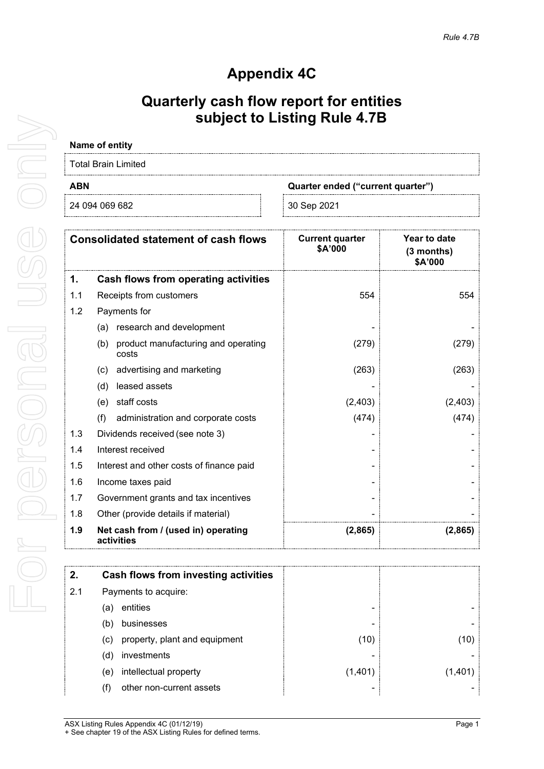*Rule 4.7B*

# Appendix 4C

## Quarterly cash flow report for entities subject to Listing Rule 4.7B

**Name of entity**

Total Brain Limited

| ABN | Quarter ended ("current quarter") |
|---|---|
| 24 094 069 682 | 30 Sep 2021 |

| Consolidated statement of cash flows | | Current quarter $A'000 | Year to date (3 months) $A'000 |
|---|---|---|---|
| **1.** | **Cash flows from operating activities** | | |
| 1.1 | Receipts from customers | 554 | 554 |
| 1.2 | Payments for | | |
| | (a) research and development | - | - |
| | (b) product manufacturing and operating costs | (279) | (279) |
| | (c) advertising and marketing | (263) | (263) |
| | (d) leased assets | - | - |
| | (e) staff costs | (2,403) | (2,403) |
| | (f) administration and corporate costs | (474) | (474) |
| 1.3 | Dividends received (see note 3) | - | - |
| 1.4 | Interest received | - | - |
| 1.5 | Interest and other costs of finance paid | - | - |
| 1.6 | Income taxes paid | - | - |
| 1.7 | Government grants and tax incentives | - | - |
| 1.8 | Other (provide details if material) | - | - |
| **1.9** | **Net cash from / (used in) operating activities** | **(2,865)** | **(2,865)** |

| | | | |
|---|---|---|---|
| **2.** | **Cash flows from investing activities** | | |
| 2.1 | Payments to acquire: | | |
| | (a) entities | - | - |
| | (b) businesses | - | - |
| | (c) property, plant and equipment | (10) | (10) |
| | (d) investments | - | - |
| | (e) intellectual property | (1,401) | (1,401) |
| | (f) other non-current assets | - | - |

ASX Listing Rules Appendix 4C (01/12/19)
+ See chapter 19 of the ASX Listing Rules for defined terms.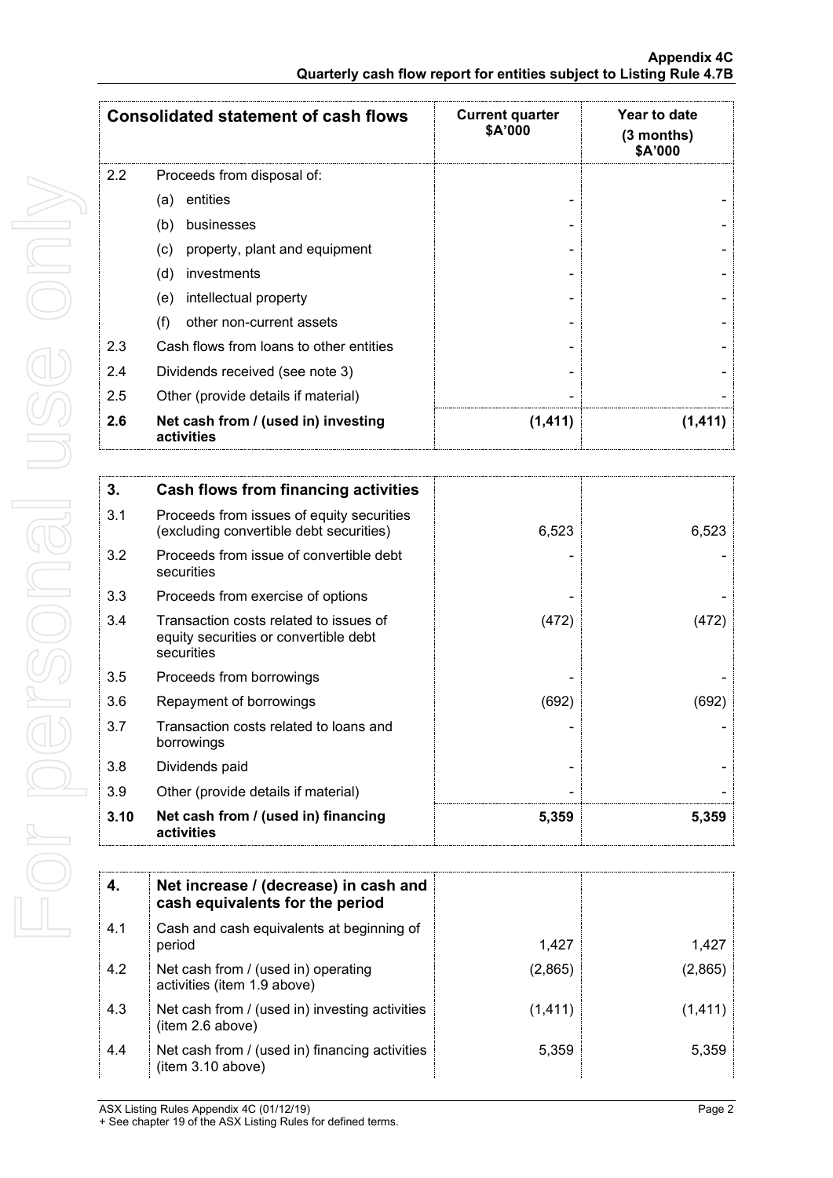| Consolidated statement of cash flows | | Current quarter $A'000 | Year to date (3 months) $A'000 |
|---|---|---|---|
| 2.2 | Proceeds from disposal of: | | |
| | (a) entities | - | - |
| | (b) businesses | - | - |
| | (c) property, plant and equipment | - | - |
| | (d) investments | - | - |
| | (e) intellectual property | - | - |
| | (f) other non-current assets | - | - |
| 2.3 | Cash flows from loans to other entities | - | - |
| 2.4 | Dividends received (see note 3) | - | - |
| 2.5 | Other (provide details if material) | - | - |
| **2.6** | **Net cash from / (used in) investing activities** | **(1,411)** | **(1,411)** |

| 3. | Cash flows from financing activities | | |
|---|---|---|---|
| 3.1 | Proceeds from issues of equity securities (excluding convertible debt securities) | 6,523 | 6,523 |
| 3.2 | Proceeds from issue of convertible debt securities | - | - |
| 3.3 | Proceeds from exercise of options | - | - |
| 3.4 | Transaction costs related to issues of equity securities or convertible debt securities | (472) | (472) |
| 3.5 | Proceeds from borrowings | - | - |
| 3.6 | Repayment of borrowings | (692) | (692) |
| 3.7 | Transaction costs related to loans and borrowings | - | - |
| 3.8 | Dividends paid | - | - |
| 3.9 | Other (provide details if material) | - | - |
| **3.10** | **Net cash from / (used in) financing activities** | **5,359** | **5,359** |

| 4. | Net increase / (decrease) in cash and cash equivalents for the period | | |
|---|---|---|---|
| 4.1 | Cash and cash equivalents at beginning of period | 1,427 | 1,427 |
| 4.2 | Net cash from / (used in) operating activities (item 1.9 above) | (2,865) | (2,865) |
| 4.3 | Net cash from / (used in) investing activities (item 2.6 above) | (1,411) | (1,411) |
| 4.4 | Net cash from / (used in) financing activities (item 3.10 above) | 5,359 | 5,359 |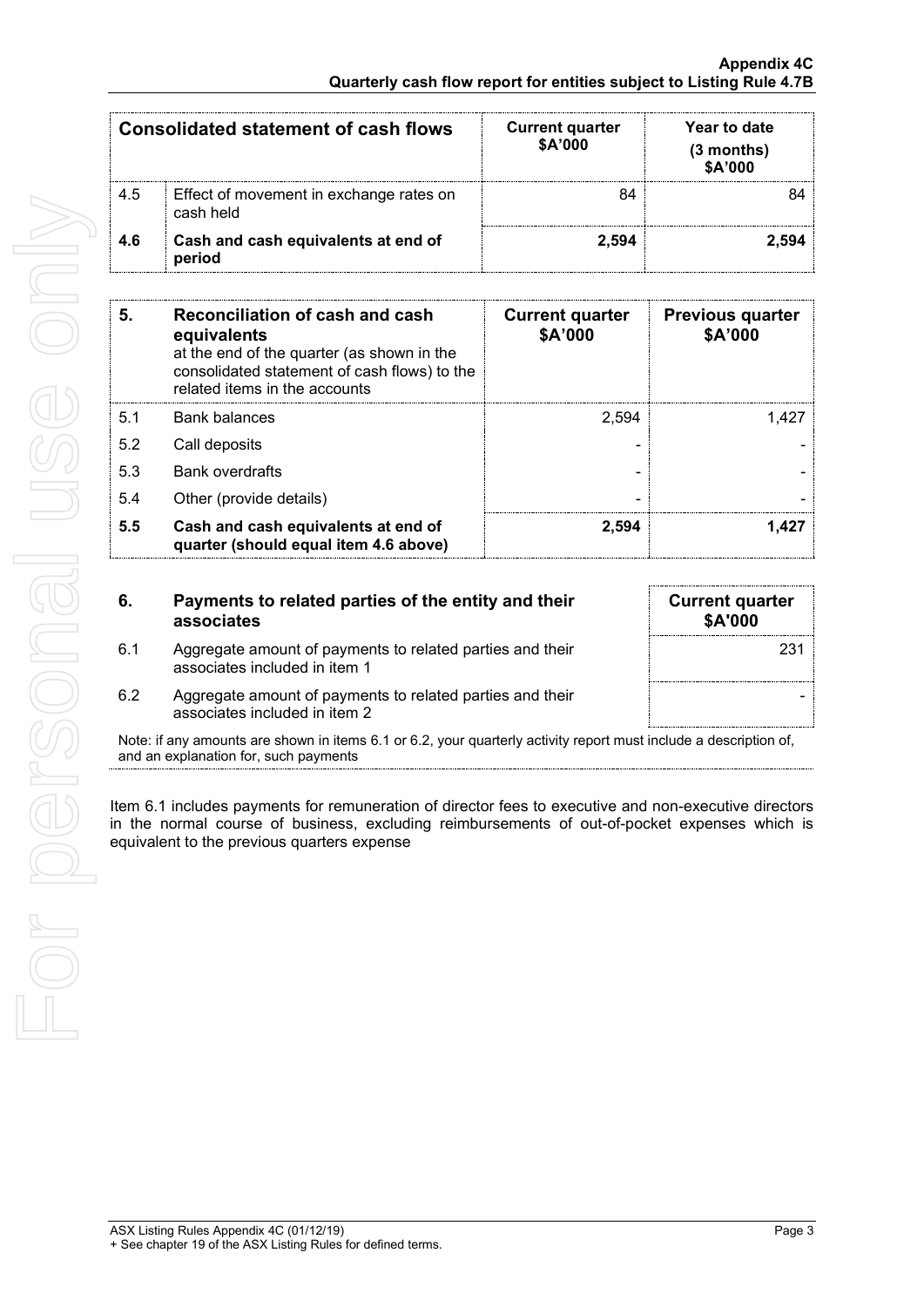| Consolidated statement of cash flows | | Current quarter $A'000 | Year to date (3 months) $A'000 |
|---|---|---|---|
| 4.5 | Effect of movement in exchange rates on cash held | 84 | 84 |
| **4.6** | **Cash and cash equivalents at end of period** | **2,594** | **2,594** |

| **5.** | **Reconciliation of cash and cash equivalents** at the end of the quarter (as shown in the consolidated statement of cash flows) to the related items in the accounts | **Current quarter $A'000** | **Previous quarter $A'000** |
|---|---|---|---|
| 5.1 | Bank balances | 2,594 | 1,427 |
| 5.2 | Call deposits | - | - |
| 5.3 | Bank overdrafts | - | - |
| 5.4 | Other (provide details) | - | - |
| **5.5** | **Cash and cash equivalents at end of quarter (should equal item 4.6 above)** | **2,594** | **1,427** |

| **6.** | **Payments to related parties of the entity and their associates** | **Current quarter $A'000** |
|---|---|---|
| 6.1 | Aggregate amount of payments to related parties and their associates included in item 1 | 231 |
| 6.2 | Aggregate amount of payments to related parties and their associates included in item 2 | - |

Note: if any amounts are shown in items 6.1 or 6.2, your quarterly activity report must include a description of, and an explanation for, such payments

Item 6.1 includes payments for remuneration of director fees to executive and non-executive directors in the normal course of business, excluding reimbursements of out-of-pocket expenses which is equivalent to the previous quarters expense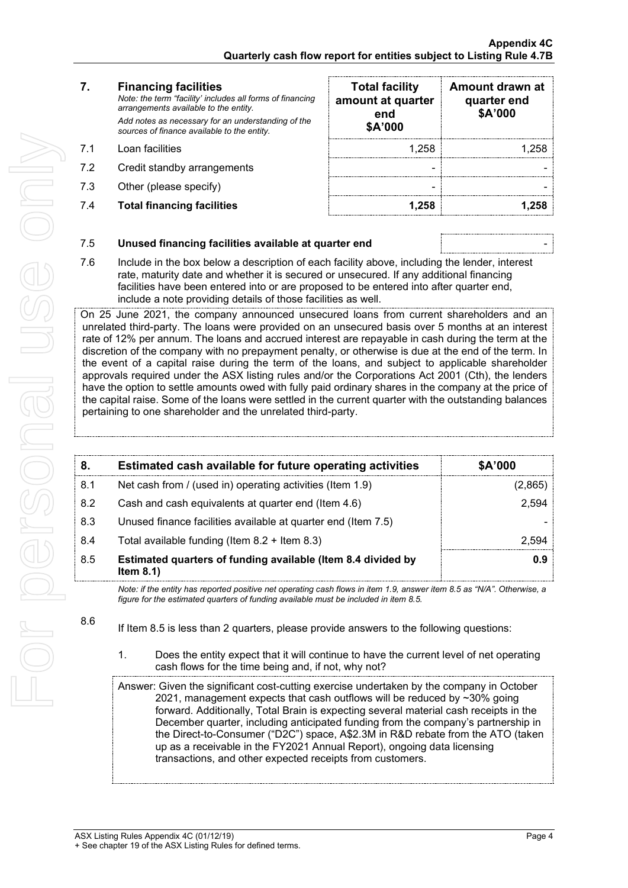| 7. | **Financing facilities** *Note: the term "facility' includes all forms of financing arrangements available to the entity.* *Add notes as necessary for an understanding of the sources of finance available to the entity.* | **Total facility amount at quarter end $A'000** | **Amount drawn at quarter end $A'000** |
|---|---|---|---|
| 7.1 | Loan facilities | 1,258 | 1,258 |
| 7.2 | Credit standby arrangements | - | - |
| 7.3 | Other (please specify) | - | - |
| 7.4 | **Total financing facilities** | **1,258** | **1,258** |

| | | |
|---|---|---|
| 7.5 | **Unused financing facilities available at quarter end** | - |

7.6 Include in the box below a description of each facility above, including the lender, interest rate, maturity date and whether it is secured or unsecured. If any additional financing facilities have been entered into or are proposed to be entered into after quarter end, include a note providing details of those facilities as well.

On 25 June 2021, the company announced unsecured loans from current shareholders and an unrelated third-party. The loans were provided on an unsecured basis over 5 months at an interest rate of 12% per annum. The loans and accrued interest are repayable in cash during the term at the discretion of the company with no prepayment penalty, or otherwise is due at the end of the term. In the event of a capital raise during the term of the loans, and subject to applicable shareholder approvals required under the ASX listing rules and/or the Corporations Act 2001 (Cth), the lenders have the option to settle amounts owed with fully paid ordinary shares in the company at the price of the capital raise. Some of the loans were settled in the current quarter with the outstanding balances pertaining to one shareholder and the unrelated third-party.

| 8. | **Estimated cash available for future operating activities** | **$A'000** |
|---|---|---|
| 8.1 | Net cash from / (used in) operating activities (Item 1.9) | (2,865) |
| 8.2 | Cash and cash equivalents at quarter end (Item 4.6) | 2,594 |
| 8.3 | Unused finance facilities available at quarter end (Item 7.5) | - |
| 8.4 | Total available funding (Item 8.2 + Item 8.3) | 2,594 |
| 8.5 | **Estimated quarters of funding available (Item 8.4 divided by Item 8.1)** | **0.9** |

*Note: if the entity has reported positive net operating cash flows in item 1.9, answer item 8.5 as "N/A". Otherwise, a figure for the estimated quarters of funding available must be included in item 8.5.*

8.6 If Item 8.5 is less than 2 quarters, please provide answers to the following questions:

1. Does the entity expect that it will continue to have the current level of net operating cash flows for the time being and, if not, why not?

Answer: Given the significant cost-cutting exercise undertaken by the company in October 2021, management expects that cash outflows will be reduced by ~30% going forward. Additionally, Total Brain is expecting several material cash receipts in the December quarter, including anticipated funding from the company's partnership in the Direct-to-Consumer ("D2C") space, A$2.3M in R&D rebate from the ATO (taken up as a receivable in the FY2021 Annual Report), ongoing data licensing transactions, and other expected receipts from customers.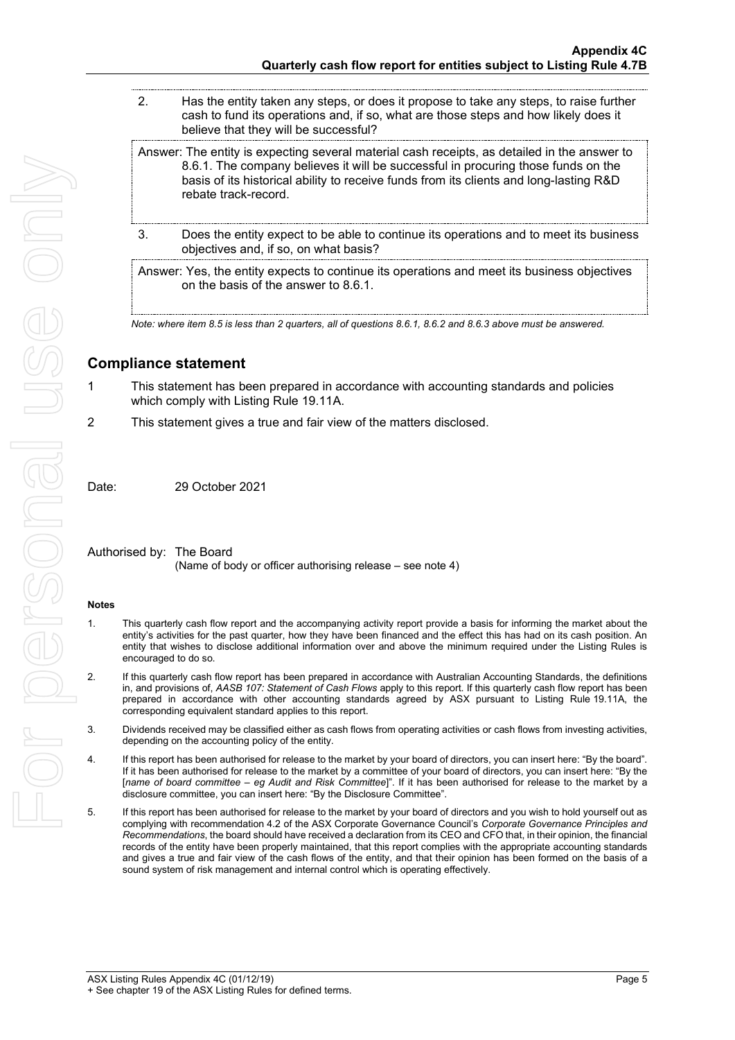2. Has the entity taken any steps, or does it propose to take any steps, to raise further cash to fund its operations and, if so, what are those steps and how likely does it believe that they will be successful?

Answer: The entity is expecting several material cash receipts, as detailed in the answer to 8.6.1. The company believes it will be successful in procuring those funds on the basis of its historical ability to receive funds from its clients and long-lasting R&D rebate track-record.

3. Does the entity expect to be able to continue its operations and to meet its business objectives and, if so, on what basis?

Answer: Yes, the entity expects to continue its operations and meet its business objectives on the basis of the answer to 8.6.1.

*Note: where item 8.5 is less than 2 quarters, all of questions 8.6.1, 8.6.2 and 8.6.3 above must be answered.*

## Compliance statement

1 This statement has been prepared in accordance with accounting standards and policies which comply with Listing Rule 19.11A.

2 This statement gives a true and fair view of the matters disclosed.

Date: 29 October 2021

Authorised by: The Board
(Name of body or officer authorising release – see note 4)

#### Notes

1. This quarterly cash flow report and the accompanying activity report provide a basis for informing the market about the entity's activities for the past quarter, how they have been financed and the effect this has had on its cash position. An entity that wishes to disclose additional information over and above the minimum required under the Listing Rules is encouraged to do so.
2. If this quarterly cash flow report has been prepared in accordance with Australian Accounting Standards, the definitions in, and provisions of, *AASB 107: Statement of Cash Flows* apply to this report. If this quarterly cash flow report has been prepared in accordance with other accounting standards agreed by ASX pursuant to Listing Rule 19.11A, the corresponding equivalent standard applies to this report.
3. Dividends received may be classified either as cash flows from operating activities or cash flows from investing activities, depending on the accounting policy of the entity.
4. If this report has been authorised for release to the market by your board of directors, you can insert here: "By the board". If it has been authorised for release to the market by a committee of your board of directors, you can insert here: "By the [*name of board committee – eg Audit and Risk Committee*]". If it has been authorised for release to the market by a disclosure committee, you can insert here: "By the Disclosure Committee".
5. If this report has been authorised for release to the market by your board of directors and you wish to hold yourself out as complying with recommendation 4.2 of the ASX Corporate Governance Council's *Corporate Governance Principles and Recommendations*, the board should have received a declaration from its CEO and CFO that, in their opinion, the financial records of the entity have been properly maintained, that this report complies with the appropriate accounting standards and gives a true and fair view of the cash flows of the entity, and that their opinion has been formed on the basis of a sound system of risk management and internal control which is operating effectively.